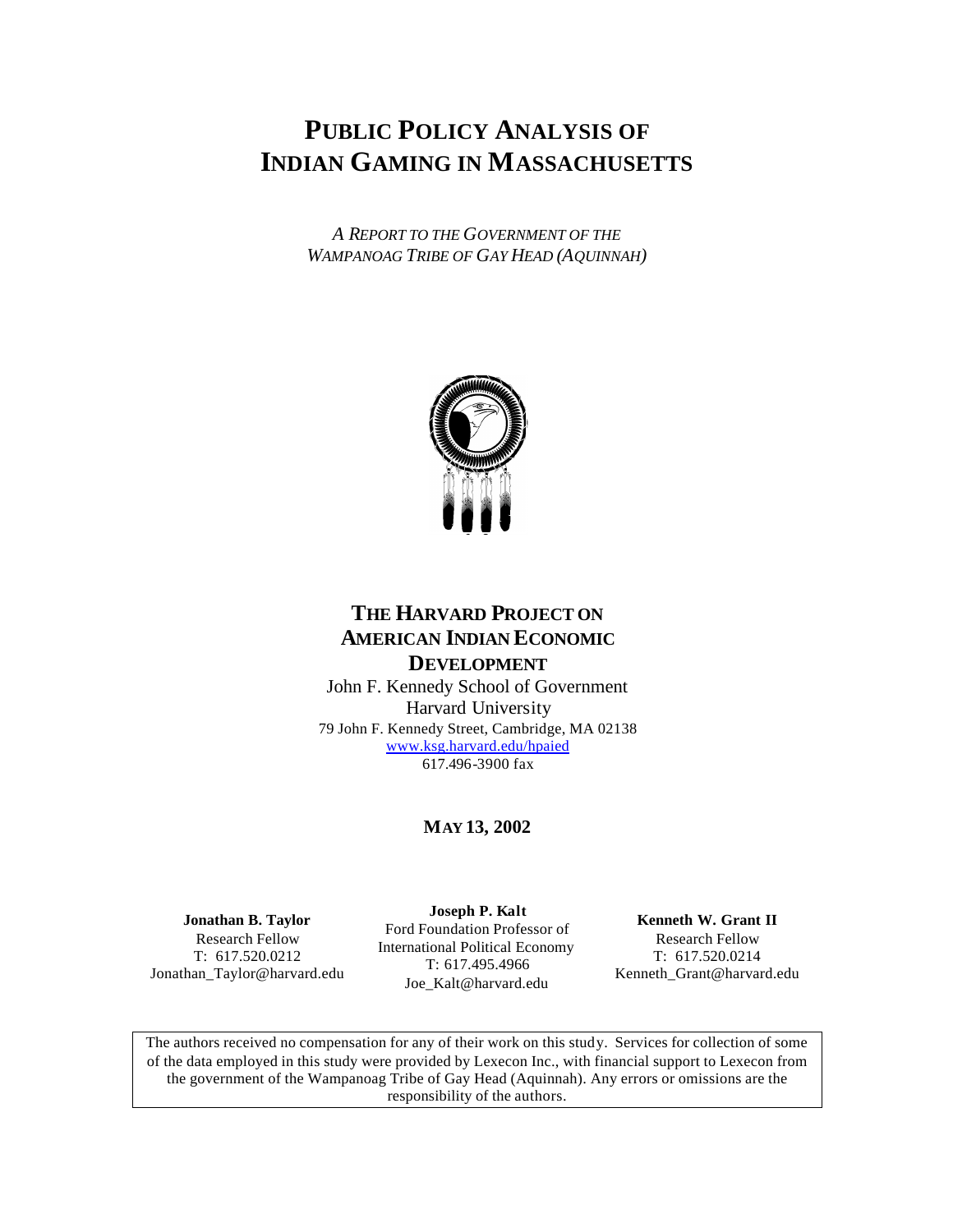# PUBLIC POLICY ANALYSIS OF INDIAN GAMING IN MASSACHUSETTS

*A REPORT TO THE GOVERNMENT OF THE WAMPANOAG TRIBE OF GAY HEAD (AQUINNAH)*

## THE HARVARD PROJECT ON AMERICAN INDIAN ECONOMIC DEVELOPMENT

John F. Kennedy School of Government
Harvard University
79 John F. Kennedy Street, Cambridge, MA 02138
www.ksg.harvard.edu/hpaied
617.496-3900 fax

**MAY 13, 2002**

**Jonathan B. Taylor**
Research Fellow
T: 617.520.0212
Jonathan_Taylor@harvard.edu

**Joseph P. Kalt**
Ford Foundation Professor of International Political Economy
T: 617.495.4966
Joe_Kalt@harvard.edu

**Kenneth W. Grant II**
Research Fellow
T: 617.520.0214
Kenneth_Grant@harvard.edu

The authors received no compensation for any of their work on this study. Services for collection of some of the data employed in this study were provided by Lexecon Inc., with financial support to Lexecon from the government of the Wampanoag Tribe of Gay Head (Aquinnah). Any errors or omissions are the responsibility of the authors.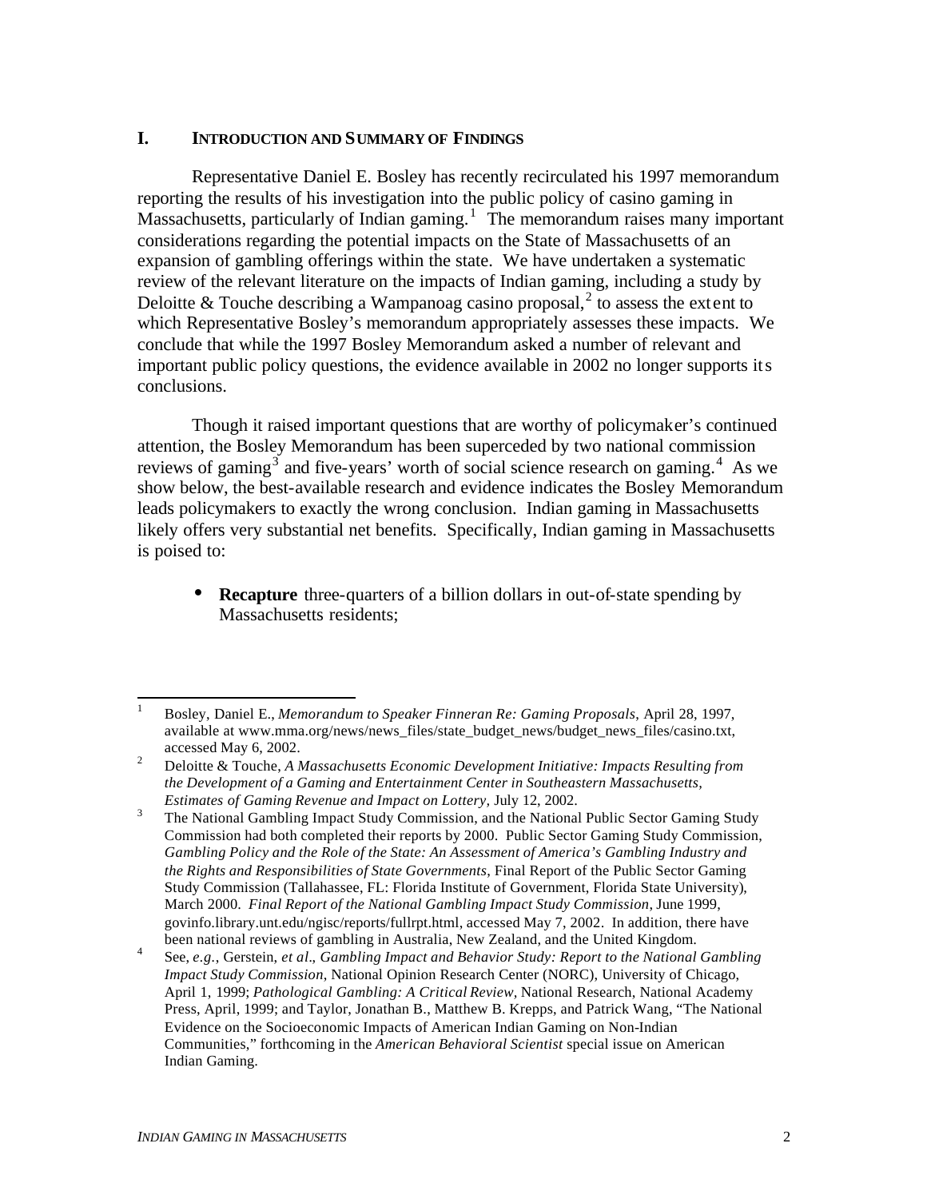## I. INTRODUCTION AND SUMMARY OF FINDINGS

Representative Daniel E. Bosley has recently recirculated his 1997 memorandum reporting the results of his investigation into the public policy of casino gaming in Massachusetts, particularly of Indian gaming.[1] The memorandum raises many important considerations regarding the potential impacts on the State of Massachusetts of an expansion of gambling offerings within the state. We have undertaken a systematic review of the relevant literature on the impacts of Indian gaming, including a study by Deloitte & Touche describing a Wampanoag casino proposal,[2] to assess the extent to which Representative Bosley's memorandum appropriately assesses these impacts. We conclude that while the 1997 Bosley Memorandum asked a number of relevant and important public policy questions, the evidence available in 2002 no longer supports its conclusions.

Though it raised important questions that are worthy of policymaker's continued attention, the Bosley Memorandum has been superceded by two national commission reviews of gaming[3] and five-years' worth of social science research on gaming.[4] As we show below, the best-available research and evidence indicates the Bosley Memorandum leads policymakers to exactly the wrong conclusion. Indian gaming in Massachusetts likely offers very substantial net benefits. Specifically, Indian gaming in Massachusetts is poised to:

- **Recapture** three-quarters of a billion dollars in out-of-state spending by Massachusetts residents;

---

[1] Bosley, Daniel E., *Memorandum to Speaker Finneran Re: Gaming Proposals*, April 28, 1997, available at www.mma.org/news/news_files/state_budget_news/budget_news_files/casino.txt, accessed May 6, 2002.

[2] Deloitte & Touche, *A Massachusetts Economic Development Initiative: Impacts Resulting from the Development of a Gaming and Entertainment Center in Southeastern Massachusetts, Estimates of Gaming Revenue and Impact on Lottery,* July 12, 2002.

[3] The National Gambling Impact Study Commission, and the National Public Sector Gaming Study Commission had both completed their reports by 2000. Public Sector Gaming Study Commission, *Gambling Policy and the Role of the State: An Assessment of America's Gambling Industry and the Rights and Responsibilities of State Governments*, Final Report of the Public Sector Gaming Study Commission (Tallahassee, FL: Florida Institute of Government, Florida State University), March 2000. *Final Report of the National Gambling Impact Study Commission*, June 1999, govinfo.library.unt.edu/ngisc/reports/fullrpt.html, accessed May 7, 2002. In addition, there have been national reviews of gambling in Australia, New Zealand, and the United Kingdom.

[4] See, *e.g.*, Gerstein, *et al*., *Gambling Impact and Behavior Study: Report to the National Gambling Impact Study Commission*, National Opinion Research Center (NORC), University of Chicago, April 1, 1999; *Pathological Gambling: A Critical Review*, National Research, National Academy Press, April, 1999; and Taylor, Jonathan B., Matthew B. Krepps, and Patrick Wang, "The National Evidence on the Socioeconomic Impacts of American Indian Gaming on Non-Indian Communities," forthcoming in the *American Behavioral Scientist* special issue on American Indian Gaming.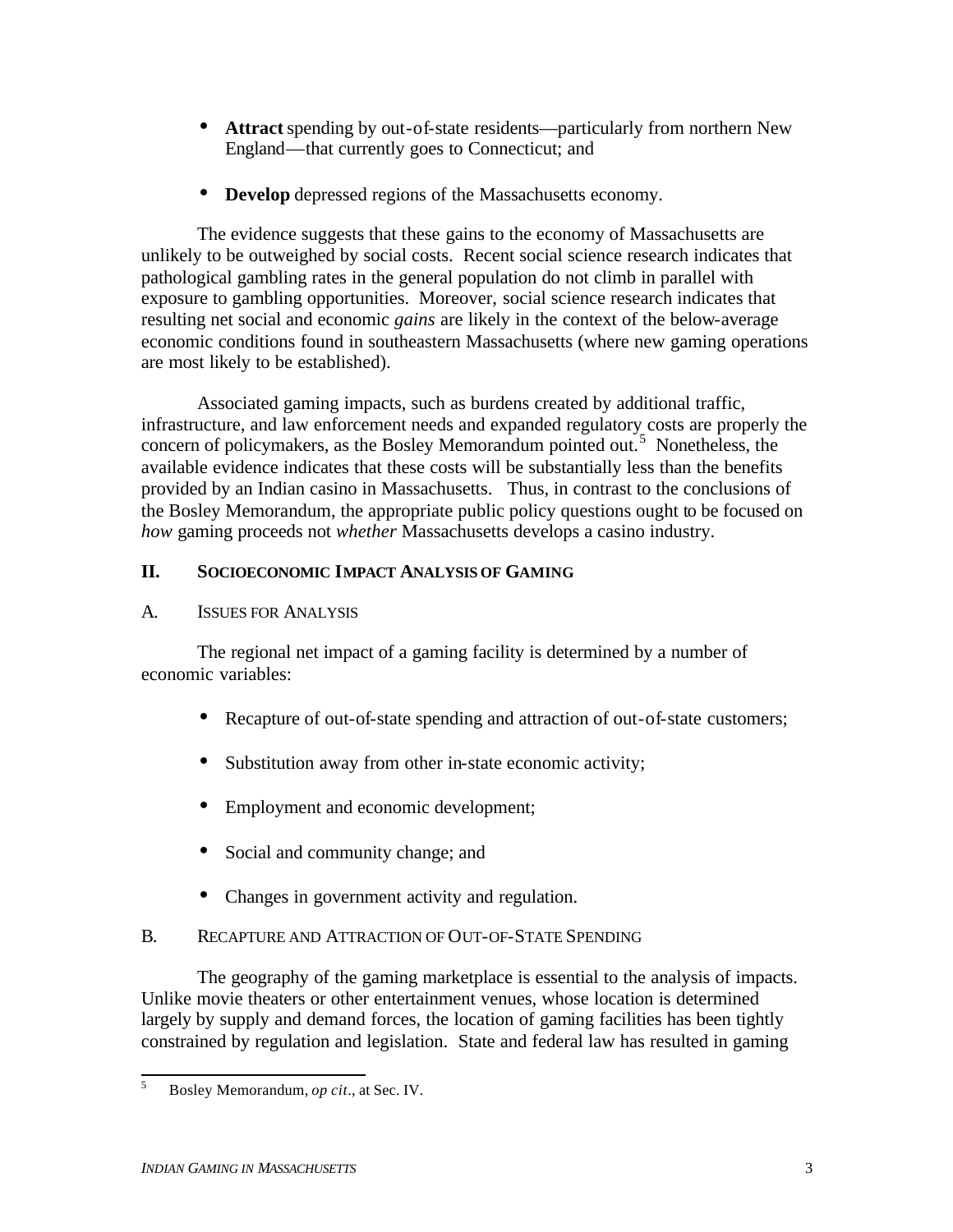- **Attract** spending by out-of-state residents—particularly from northern New England—that currently goes to Connecticut; and

- **Develop** depressed regions of the Massachusetts economy.

The evidence suggests that these gains to the economy of Massachusetts are unlikely to be outweighed by social costs. Recent social science research indicates that pathological gambling rates in the general population do not climb in parallel with exposure to gambling opportunities. Moreover, social science research indicates that resulting net social and economic *gains* are likely in the context of the below-average economic conditions found in southeastern Massachusetts (where new gaming operations are most likely to be established).

Associated gaming impacts, such as burdens created by additional traffic, infrastructure, and law enforcement needs and expanded regulatory costs are properly the concern of policymakers, as the Bosley Memorandum pointed out.[5] Nonetheless, the available evidence indicates that these costs will be substantially less than the benefits provided by an Indian casino in Massachusetts. Thus, in contrast to the conclusions of the Bosley Memorandum, the appropriate public policy questions ought to be focused on *how* gaming proceeds not *whether* Massachusetts develops a casino industry.

## II. SOCIOECONOMIC IMPACT ANALYSIS OF GAMING

### A. ISSUES FOR ANALYSIS

The regional net impact of a gaming facility is determined by a number of economic variables:

- Recapture of out-of-state spending and attraction of out-of-state customers;

- Substitution away from other in-state economic activity;

- Employment and economic development;

- Social and community change; and

- Changes in government activity and regulation.

### B. RECAPTURE AND ATTRACTION OF OUT-OF-STATE SPENDING

The geography of the gaming marketplace is essential to the analysis of impacts. Unlike movie theaters or other entertainment venues, whose location is determined largely by supply and demand forces, the location of gaming facilities has been tightly constrained by regulation and legislation. State and federal law has resulted in gaming

[5] Bosley Memorandum, *op cit*., at Sec. IV.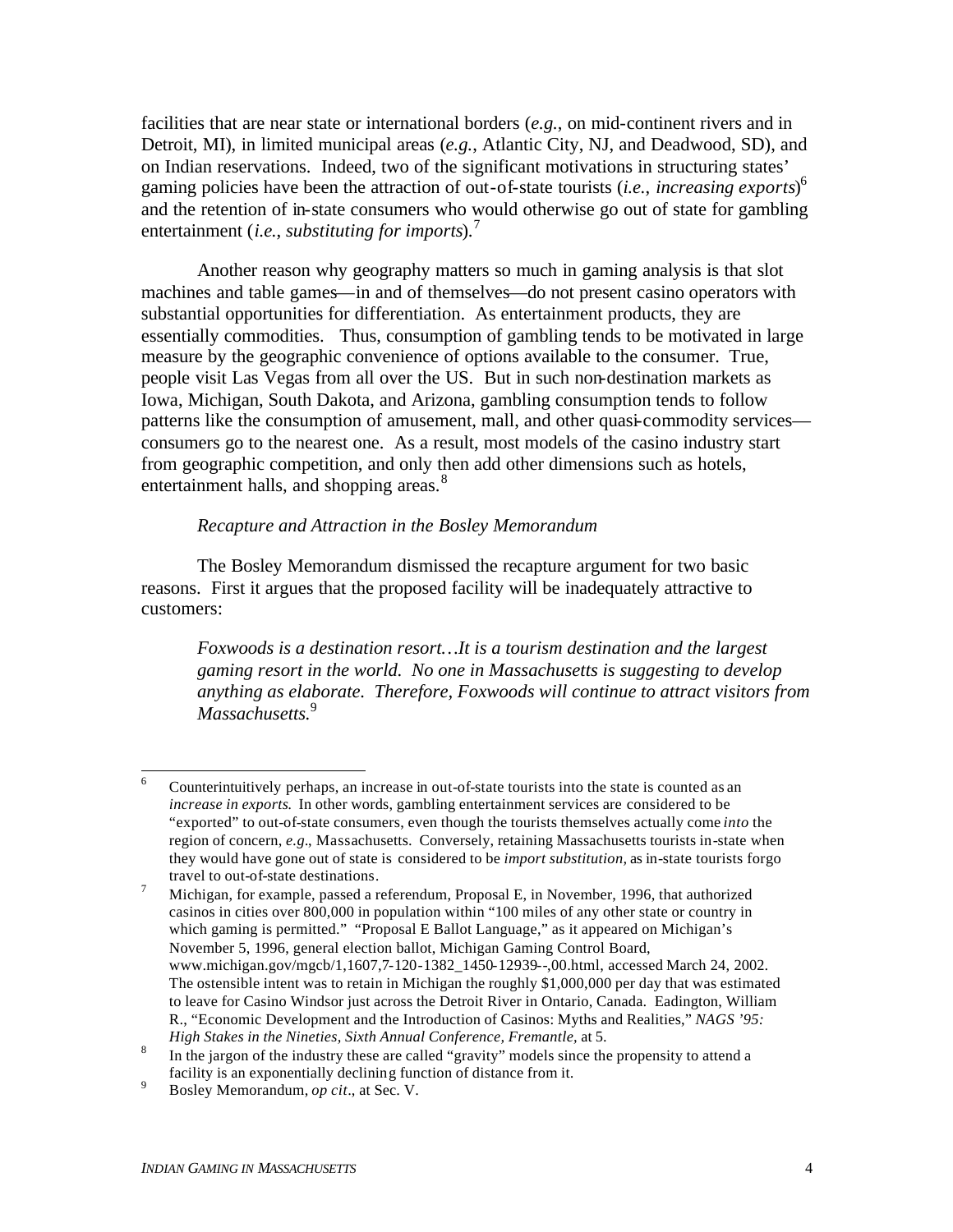facilities that are near state or international borders (*e.g.*, on mid-continent rivers and in Detroit, MI), in limited municipal areas (*e.g.*, Atlantic City, NJ, and Deadwood, SD), and on Indian reservations. Indeed, two of the significant motivations in structuring states' gaming policies have been the attraction of out-of-state tourists (*i.e.*, *increasing exports*)[6] and the retention of in-state consumers who would otherwise go out of state for gambling entertainment (*i.e.*, *substituting for imports*).[7]

Another reason why geography matters so much in gaming analysis is that slot machines and table games—in and of themselves—do not present casino operators with substantial opportunities for differentiation. As entertainment products, they are essentially commodities. Thus, consumption of gambling tends to be motivated in large measure by the geographic convenience of options available to the consumer. True, people visit Las Vegas from all over the US. But in such non-destination markets as Iowa, Michigan, South Dakota, and Arizona, gambling consumption tends to follow patterns like the consumption of amusement, mall, and other quasi-commodity services—consumers go to the nearest one. As a result, most models of the casino industry start from geographic competition, and only then add other dimensions such as hotels, entertainment halls, and shopping areas.[8]

*Recapture and Attraction in the Bosley Memorandum*

The Bosley Memorandum dismissed the recapture argument for two basic reasons. First it argues that the proposed facility will be inadequately attractive to customers:

> *Foxwoods is a destination resort…It is a tourism destination and the largest gaming resort in the world. No one in Massachusetts is suggesting to develop anything as elaborate. Therefore, Foxwoods will continue to attract visitors from Massachusetts.*[9]

---

[6] Counterintuitively perhaps, an increase in out-of-state tourists into the state is counted as an *increase in exports*. In other words, gambling entertainment services are considered to be "exported" to out-of-state consumers, even though the tourists themselves actually come *into* the region of concern, *e.g.*, Massachusetts. Conversely, retaining Massachusetts tourists in-state when they would have gone out of state is considered to be *import substitution*, as in-state tourists forgo travel to out-of-state destinations.

[7] Michigan, for example, passed a referendum, Proposal E, in November, 1996, that authorized casinos in cities over 800,000 in population within "100 miles of any other state or country in which gaming is permitted." "Proposal E Ballot Language," as it appeared on Michigan's November 5, 1996, general election ballot, Michigan Gaming Control Board, www.michigan.gov/mgcb/1,1607,7-120-1382_1450-12939--,00.html, accessed March 24, 2002. The ostensible intent was to retain in Michigan the roughly $1,000,000 per day that was estimated to leave for Casino Windsor just across the Detroit River in Ontario, Canada. Eadington, William R., "Economic Development and the Introduction of Casinos: Myths and Realities," *NAGS '95: High Stakes in the Nineties, Sixth Annual Conference, Fremantle*, at 5.

[8] In the jargon of the industry these are called "gravity" models since the propensity to attend a facility is an exponentially declining function of distance from it.

[9] Bosley Memorandum, *op cit*., at Sec. V.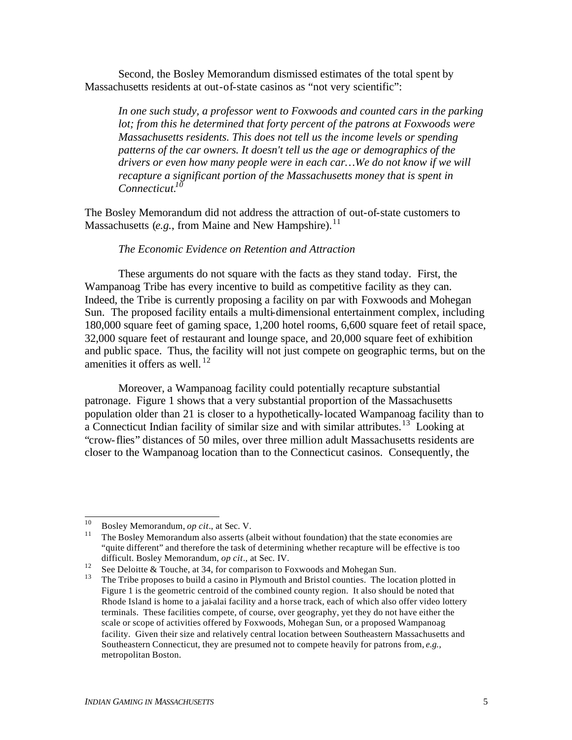Second, the Bosley Memorandum dismissed estimates of the total spent by Massachusetts residents at out-of-state casinos as "not very scientific":

> *In one such study, a professor went to Foxwoods and counted cars in the parking lot; from this he determined that forty percent of the patrons at Foxwoods were Massachusetts residents. This does not tell us the income levels or spending patterns of the car owners. It doesn't tell us the age or demographics of the drivers or even how many people were in each car…We do not know if we will recapture a significant portion of the Massachusetts money that is spent in Connecticut.*[10]

The Bosley Memorandum did not address the attraction of out-of-state customers to Massachusetts (*e.g.*, from Maine and New Hampshire).[11]

*The Economic Evidence on Retention and Attraction*

These arguments do not square with the facts as they stand today. First, the Wampanoag Tribe has every incentive to build as competitive facility as they can. Indeed, the Tribe is currently proposing a facility on par with Foxwoods and Mohegan Sun. The proposed facility entails a multi-dimensional entertainment complex, including 180,000 square feet of gaming space, 1,200 hotel rooms, 6,600 square feet of retail space, 32,000 square feet of restaurant and lounge space, and 20,000 square feet of exhibition and public space. Thus, the facility will not just compete on geographic terms, but on the amenities it offers as well.[12]

Moreover, a Wampanoag facility could potentially recapture substantial patronage. Figure 1 shows that a very substantial proportion of the Massachusetts population older than 21 is closer to a hypothetically-located Wampanoag facility than to a Connecticut Indian facility of similar size and with similar attributes.[13] Looking at "crow-flies" distances of 50 miles, over three million adult Massachusetts residents are closer to the Wampanoag location than to the Connecticut casinos. Consequently, the

---

[10] Bosley Memorandum, *op cit*., at Sec. V.

[11] The Bosley Memorandum also asserts (albeit without foundation) that the state economies are "quite different" and therefore the task of determining whether recapture will be effective is too difficult. Bosley Memorandum, *op cit*., at Sec. IV.

[12] See Deloitte & Touche, at 34, for comparison to Foxwoods and Mohegan Sun.

[13] The Tribe proposes to build a casino in Plymouth and Bristol counties. The location plotted in Figure 1 is the geometric centroid of the combined county region. It also should be noted that Rhode Island is home to a jai-alai facility and a horse track, each of which also offer video lottery terminals. These facilities compete, of course, over geography, yet they do not have either the scale or scope of activities offered by Foxwoods, Mohegan Sun, or a proposed Wampanoag facility. Given their size and relatively central location between Southeastern Massachusetts and Southeastern Connecticut, they are presumed not to compete heavily for patrons from, *e.g.*, metropolitan Boston.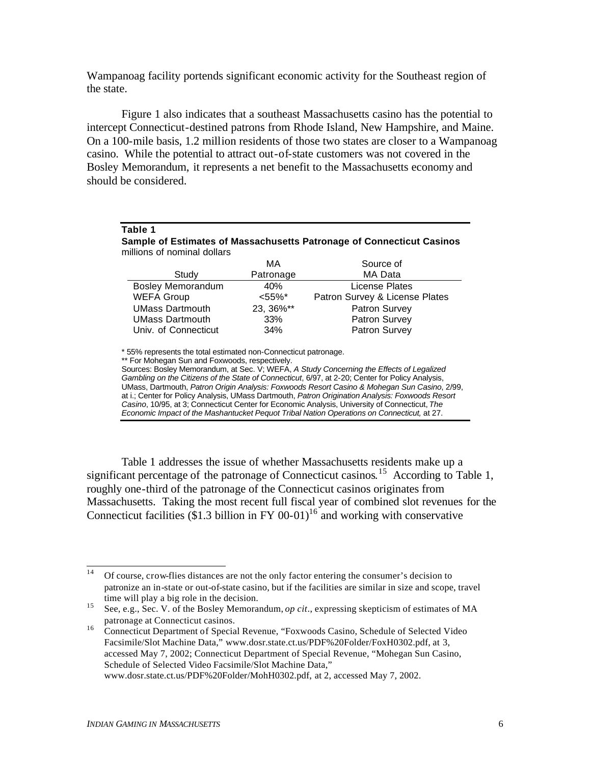Wampanoag facility portends significant economic activity for the Southeast region of the state.

Figure 1 also indicates that a southeast Massachusetts casino has the potential to intercept Connecticut-destined patrons from Rhode Island, New Hampshire, and Maine. On a 100-mile basis, 1.2 million residents of those two states are closer to a Wampanoag casino. While the potential to attract out-of-state customers was not covered in the Bosley Memorandum, it represents a net benefit to the Massachusetts economy and should be considered.

**Table 1**
**Sample of Estimates of Massachusetts Patronage of Connecticut Casinos**
millions of nominal dollars

| Study | MA Patronage | Source of MA Data |
|---|---|---|
| Bosley Memorandum | 40% | License Plates |
| WEFA Group | <55%* | Patron Survey & License Plates |
| UMass Dartmouth | 23, 36%** | Patron Survey |
| UMass Dartmouth | 33% | Patron Survey |
| Univ. of Connecticut | 34% | Patron Survey |

\* 55% represents the total estimated non-Connecticut patronage.
\*\* For Mohegan Sun and Foxwoods, respectively.
Sources: Bosley Memorandum, at Sec. V; WEFA, *A Study Concerning the Effects of Legalized Gambling on the Citizens of the State of Connecticut*, 6/97, at 2-20; Center for Policy Analysis, UMass, Dartmouth, *Patron Origin Analysis: Foxwoods Resort Casino & Mohegan Sun Casino*, 2/99, at i.; Center for Policy Analysis, UMass Dartmouth, *Patron Origination Analysis: Foxwoods Resort Casino*, 10/95, at 3; Connecticut Center for Economic Analysis, University of Connecticut, *The Economic Impact of the Mashantucket Pequot Tribal Nation Operations on Connecticut,* at 27.

Table 1 addresses the issue of whether Massachusetts residents make up a significant percentage of the patronage of Connecticut casinos.[15] According to Table 1, roughly one-third of the patronage of the Connecticut casinos originates from Massachusetts. Taking the most recent full fiscal year of combined slot revenues for the Connecticut facilities ($1.3 billion in FY 00-01)[16] and working with conservative

---

[14] Of course, crow-flies distances are not the only factor entering the consumer's decision to patronize an in-state or out-of-state casino, but if the facilities are similar in size and scope, travel time will play a big role in the decision.

[15] See, e.g., Sec. V. of the Bosley Memorandum, *op cit*., expressing skepticism of estimates of MA patronage at Connecticut casinos.

[16] Connecticut Department of Special Revenue, "Foxwoods Casino, Schedule of Selected Video Facsimile/Slot Machine Data," www.dosr.state.ct.us/PDF%20Folder/FoxH0302.pdf, at 3, accessed May 7, 2002; Connecticut Department of Special Revenue, "Mohegan Sun Casino, Schedule of Selected Video Facsimile/Slot Machine Data," www.dosr.state.ct.us/PDF%20Folder/MohH0302.pdf, at 2, accessed May 7, 2002.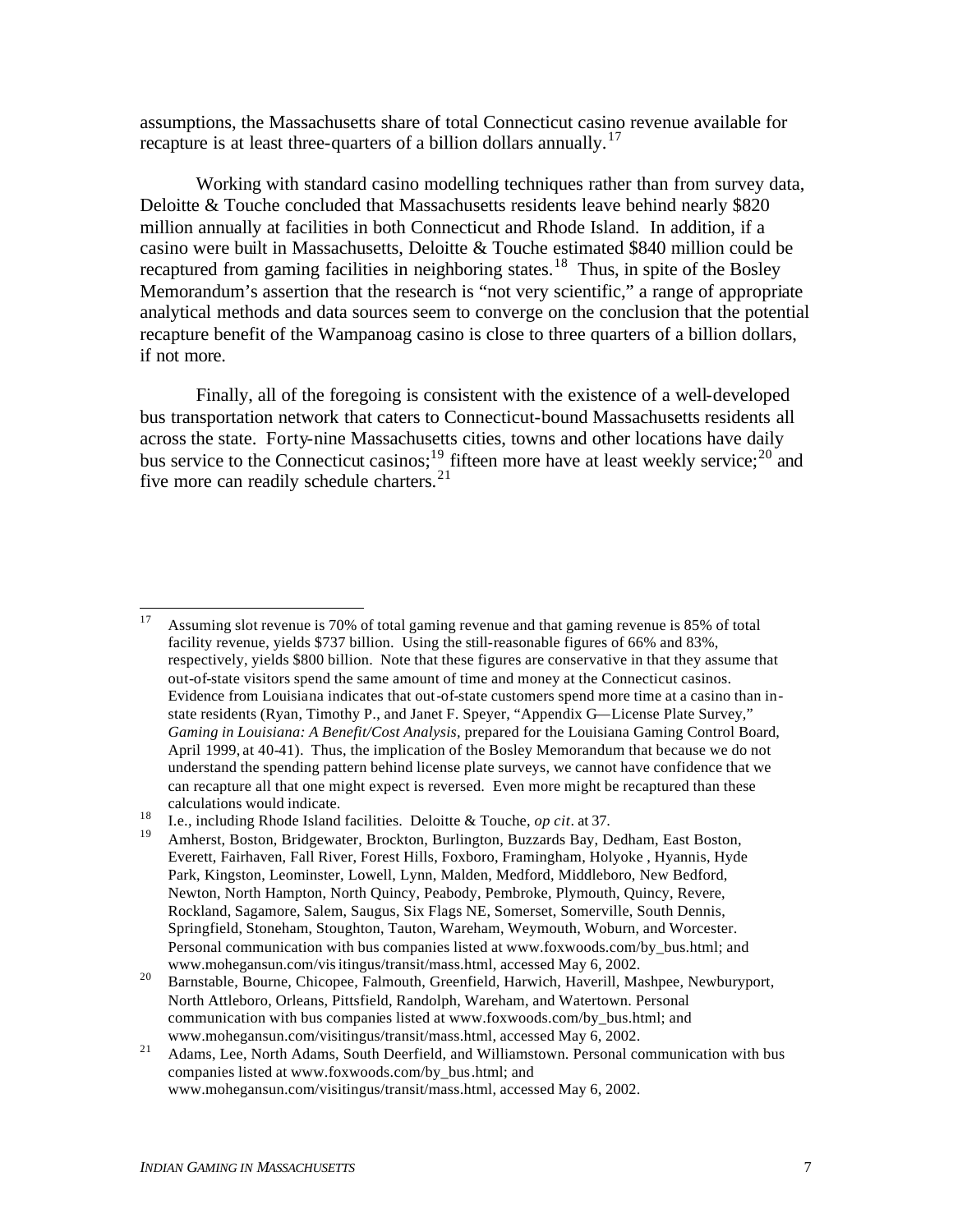assumptions, the Massachusetts share of total Connecticut casino revenue available for recapture is at least three-quarters of a billion dollars annually.[17]

Working with standard casino modelling techniques rather than from survey data, Deloitte & Touche concluded that Massachusetts residents leave behind nearly $820 million annually at facilities in both Connecticut and Rhode Island. In addition, if a casino were built in Massachusetts, Deloitte & Touche estimated $840 million could be recaptured from gaming facilities in neighboring states.[18] Thus, in spite of the Bosley Memorandum's assertion that the research is "not very scientific," a range of appropriate analytical methods and data sources seem to converge on the conclusion that the potential recapture benefit of the Wampanoag casino is close to three quarters of a billion dollars, if not more.

Finally, all of the foregoing is consistent with the existence of a well-developed bus transportation network that caters to Connecticut-bound Massachusetts residents all across the state. Forty-nine Massachusetts cities, towns and other locations have daily bus service to the Connecticut casinos;[19] fifteen more have at least weekly service;[20] and five more can readily schedule charters.[21]

---

[17] Assuming slot revenue is 70% of total gaming revenue and that gaming revenue is 85% of total facility revenue, yields $737 billion. Using the still-reasonable figures of 66% and 83%, respectively, yields $800 billion. Note that these figures are conservative in that they assume that out-of-state visitors spend the same amount of time and money at the Connecticut casinos. Evidence from Louisiana indicates that out-of-state customers spend more time at a casino than in-state residents (Ryan, Timothy P., and Janet F. Speyer, "Appendix G—License Plate Survey," *Gaming in Louisiana: A Benefit/Cost Analysis*, prepared for the Louisiana Gaming Control Board, April 1999, at 40-41). Thus, the implication of the Bosley Memorandum that because we do not understand the spending pattern behind license plate surveys, we cannot have confidence that we can recapture all that one might expect is reversed. Even more might be recaptured than these calculations would indicate.

[18] I.e., including Rhode Island facilities. Deloitte & Touche, *op cit*. at 37.

[19] Amherst, Boston, Bridgewater, Brockton, Burlington, Buzzards Bay, Dedham, East Boston, Everett, Fairhaven, Fall River, Forest Hills, Foxboro, Framingham, Holyoke , Hyannis, Hyde Park, Kingston, Leominster, Lowell, Lynn, Malden, Medford, Middleboro, New Bedford, Newton, North Hampton, North Quincy, Peabody, Pembroke, Plymouth, Quincy, Revere, Rockland, Sagamore, Salem, Saugus, Six Flags NE, Somerset, Somerville, South Dennis, Springfield, Stoneham, Stoughton, Tauton, Wareham, Weymouth, Woburn, and Worcester. Personal communication with bus companies listed at www.foxwoods.com/by_bus.html; and www.mohegansun.com/visitingus/transit/mass.html, accessed May 6, 2002.

[20] Barnstable, Bourne, Chicopee, Falmouth, Greenfield, Harwich, Haverill, Mashpee, Newburyport, North Attleboro, Orleans, Pittsfield, Randolph, Wareham, and Watertown. Personal communication with bus companies listed at www.foxwoods.com/by_bus.html; and www.mohegansun.com/visitingus/transit/mass.html, accessed May 6, 2002.

[21] Adams, Lee, North Adams, South Deerfield, and Williamstown. Personal communication with bus companies listed at www.foxwoods.com/by_bus.html; and www.mohegansun.com/visitingus/transit/mass.html, accessed May 6, 2002.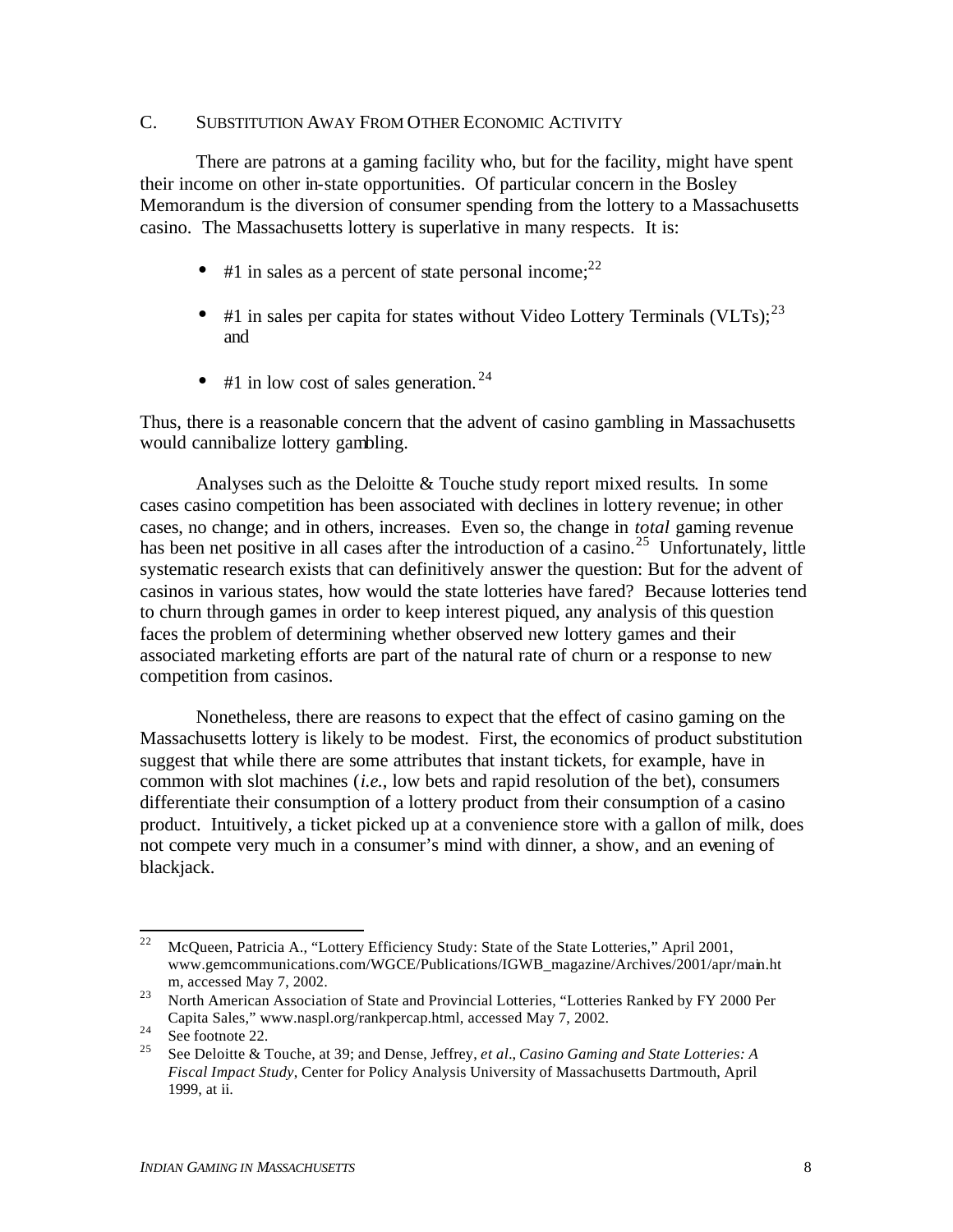### C. SUBSTITUTION AWAY FROM OTHER ECONOMIC ACTIVITY

There are patrons at a gaming facility who, but for the facility, might have spent their income on other in-state opportunities. Of particular concern in the Bosley Memorandum is the diversion of consumer spending from the lottery to a Massachusetts casino. The Massachusetts lottery is superlative in many respects. It is:

- #1 in sales as a percent of state personal income;[22]
- #1 in sales per capita for states without Video Lottery Terminals (VLTs);[23] and
- #1 in low cost of sales generation.[24]

Thus, there is a reasonable concern that the advent of casino gambling in Massachusetts would cannibalize lottery gambling.

Analyses such as the Deloitte & Touche study report mixed results. In some cases casino competition has been associated with declines in lottery revenue; in other cases, no change; and in others, increases. Even so, the change in *total* gaming revenue has been net positive in all cases after the introduction of a casino.[25] Unfortunately, little systematic research exists that can definitively answer the question: But for the advent of casinos in various states, how would the state lotteries have fared? Because lotteries tend to churn through games in order to keep interest piqued, any analysis of this question faces the problem of determining whether observed new lottery games and their associated marketing efforts are part of the natural rate of churn or a response to new competition from casinos.

Nonetheless, there are reasons to expect that the effect of casino gaming on the Massachusetts lottery is likely to be modest. First, the economics of product substitution suggest that while there are some attributes that instant tickets, for example, have in common with slot machines (*i.e.*, low bets and rapid resolution of the bet), consumers differentiate their consumption of a lottery product from their consumption of a casino product. Intuitively, a ticket picked up at a convenience store with a gallon of milk, does not compete very much in a consumer's mind with dinner, a show, and an evening of blackjack.

---

[22] McQueen, Patricia A., "Lottery Efficiency Study: State of the State Lotteries," April 2001, www.gemcommunications.com/WGCE/Publications/IGWB_magazine/Archives/2001/apr/main.htm, accessed May 7, 2002.

[23] North American Association of State and Provincial Lotteries, "Lotteries Ranked by FY 2000 Per Capita Sales," www.naspl.org/rankpercap.html, accessed May 7, 2002.

[24] See footnote 22.

[25] See Deloitte & Touche, at 39; and Dense, Jeffrey, *et al*., *Casino Gaming and State Lotteries: A Fiscal Impact Study*, Center for Policy Analysis University of Massachusetts Dartmouth, April 1999, at ii.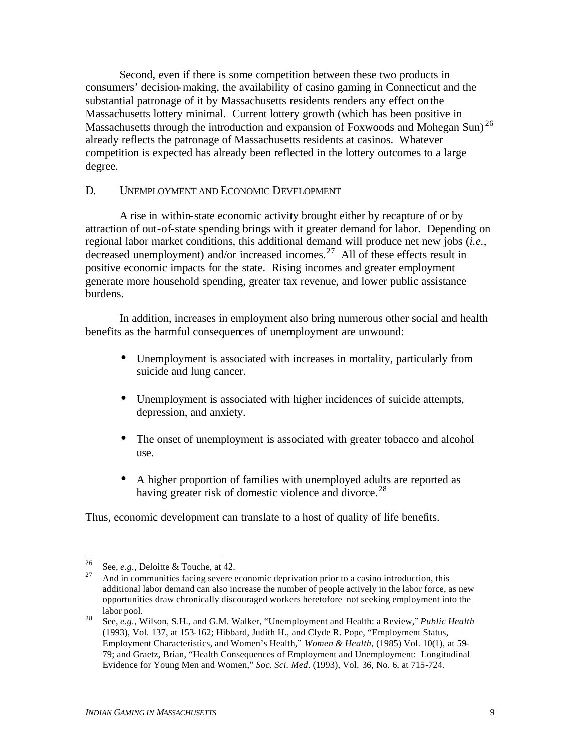Second, even if there is some competition between these two products in consumers' decision-making, the availability of casino gaming in Connecticut and the substantial patronage of it by Massachusetts residents renders any effect on the Massachusetts lottery minimal. Current lottery growth (which has been positive in Massachusetts through the introduction and expansion of Foxwoods and Mohegan Sun)[26] already reflects the patronage of Massachusetts residents at casinos. Whatever competition is expected has already been reflected in the lottery outcomes to a large degree.

## D. UNEMPLOYMENT AND ECONOMIC DEVELOPMENT

A rise in within-state economic activity brought either by recapture of or by attraction of out-of-state spending brings with it greater demand for labor. Depending on regional labor market conditions, this additional demand will produce net new jobs (*i.e.*, decreased unemployment) and/or increased incomes.[27] All of these effects result in positive economic impacts for the state. Rising incomes and greater employment generate more household spending, greater tax revenue, and lower public assistance burdens.

In addition, increases in employment also bring numerous other social and health benefits as the harmful consequences of unemployment are unwound:

- Unemployment is associated with increases in mortality, particularly from suicide and lung cancer.
- Unemployment is associated with higher incidences of suicide attempts, depression, and anxiety.
- The onset of unemployment is associated with greater tobacco and alcohol use.
- A higher proportion of families with unemployed adults are reported as having greater risk of domestic violence and divorce.[28]

Thus, economic development can translate to a host of quality of life benefits.

---

[26] See, *e.g.*, Deloitte & Touche, at 42.

[27] And in communities facing severe economic deprivation prior to a casino introduction, this additional labor demand can also increase the number of people actively in the labor force, as new opportunities draw chronically discouraged workers heretofore not seeking employment into the labor pool.

[28] See, *e.g.*, Wilson, S.H., and G.M. Walker, "Unemployment and Health: a Review," *Public Health* (1993), Vol. 137, at 153-162; Hibbard, Judith H., and Clyde R. Pope, "Employment Status, Employment Characteristics, and Women's Health," *Women & Health*, (1985) Vol. 10(1), at 59-79; and Graetz, Brian, "Health Consequences of Employment and Unemployment: Longitudinal Evidence for Young Men and Women," *Soc. Sci. Med*. (1993), Vol. 36, No. 6, at 715-724.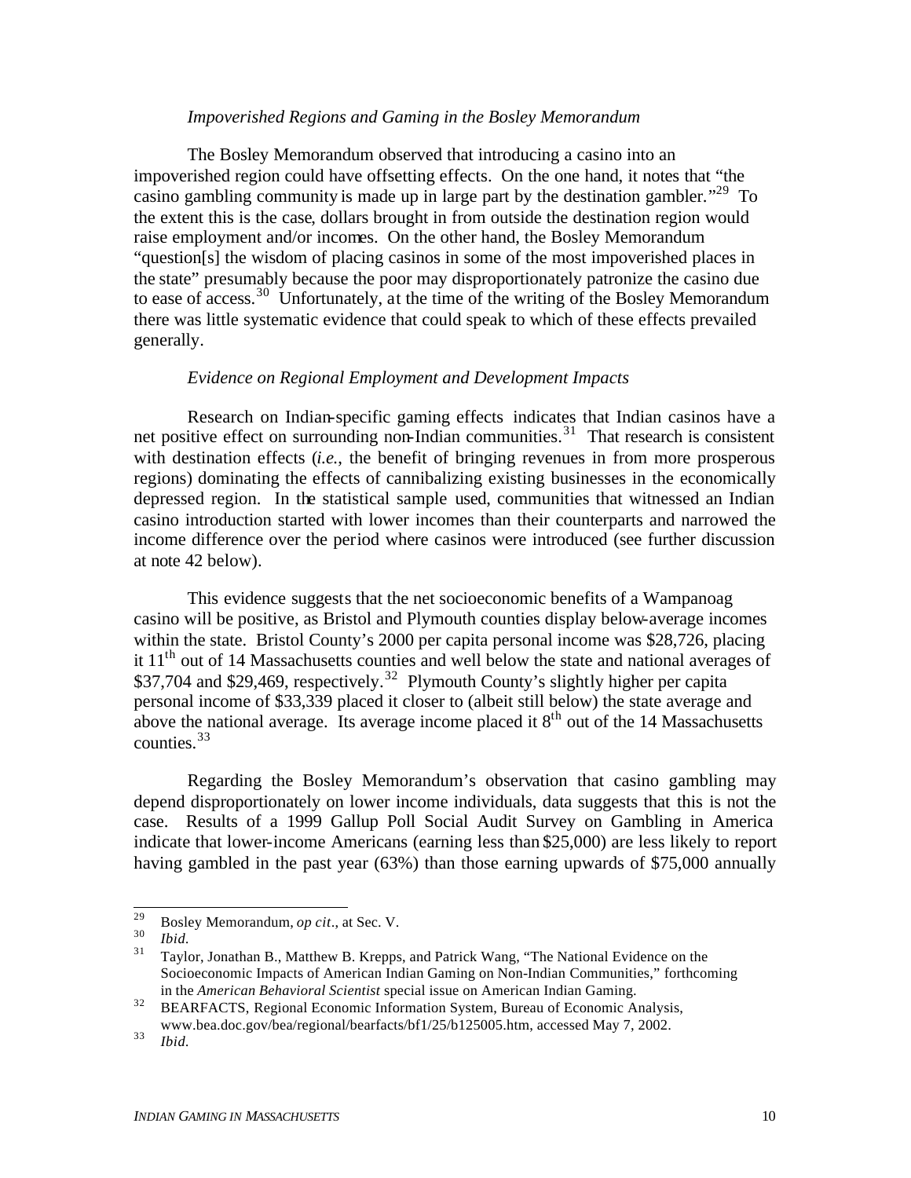*Impoverished Regions and Gaming in the Bosley Memorandum*

The Bosley Memorandum observed that introducing a casino into an impoverished region could have offsetting effects. On the one hand, it notes that "the casino gambling community is made up in large part by the destination gambler."[29] To the extent this is the case, dollars brought in from outside the destination region would raise employment and/or incomes. On the other hand, the Bosley Memorandum "question[s] the wisdom of placing casinos in some of the most impoverished places in the state" presumably because the poor may disproportionately patronize the casino due to ease of access.[30] Unfortunately, at the time of the writing of the Bosley Memorandum there was little systematic evidence that could speak to which of these effects prevailed generally.

*Evidence on Regional Employment and Development Impacts*

Research on Indian-specific gaming effects indicates that Indian casinos have a net positive effect on surrounding non-Indian communities.[31] That research is consistent with destination effects (*i.e.*, the benefit of bringing revenues in from more prosperous regions) dominating the effects of cannibalizing existing businesses in the economically depressed region. In the statistical sample used, communities that witnessed an Indian casino introduction started with lower incomes than their counterparts and narrowed the income difference over the period where casinos were introduced (see further discussion at note 42 below).

This evidence suggests that the net socioeconomic benefits of a Wampanoag casino will be positive, as Bristol and Plymouth counties display below-average incomes within the state. Bristol County's 2000 per capita personal income was $28,726, placing it 11th out of 14 Massachusetts counties and well below the state and national averages of $37,704 and $29,469, respectively.[32] Plymouth County's slightly higher per capita personal income of $33,339 placed it closer to (albeit still below) the state average and above the national average. Its average income placed it 8th out of the 14 Massachusetts counties.[33]

Regarding the Bosley Memorandum's observation that casino gambling may depend disproportionately on lower income individuals, data suggests that this is not the case. Results of a 1999 Gallup Poll Social Audit Survey on Gambling in America indicate that lower-income Americans (earning less than $25,000) are less likely to report having gambled in the past year (63%) than those earning upwards of $75,000 annually

---

[29] Bosley Memorandum, *op cit*., at Sec. V.

[30] *Ibid.*

[31] Taylor, Jonathan B., Matthew B. Krepps, and Patrick Wang, "The National Evidence on the Socioeconomic Impacts of American Indian Gaming on Non-Indian Communities," forthcoming in the *American Behavioral Scientist* special issue on American Indian Gaming.

[32] BEARFACTS, Regional Economic Information System, Bureau of Economic Analysis, www.bea.doc.gov/bea/regional/bearfacts/bf1/25/b125005.htm, accessed May 7, 2002.

[33] *Ibid.*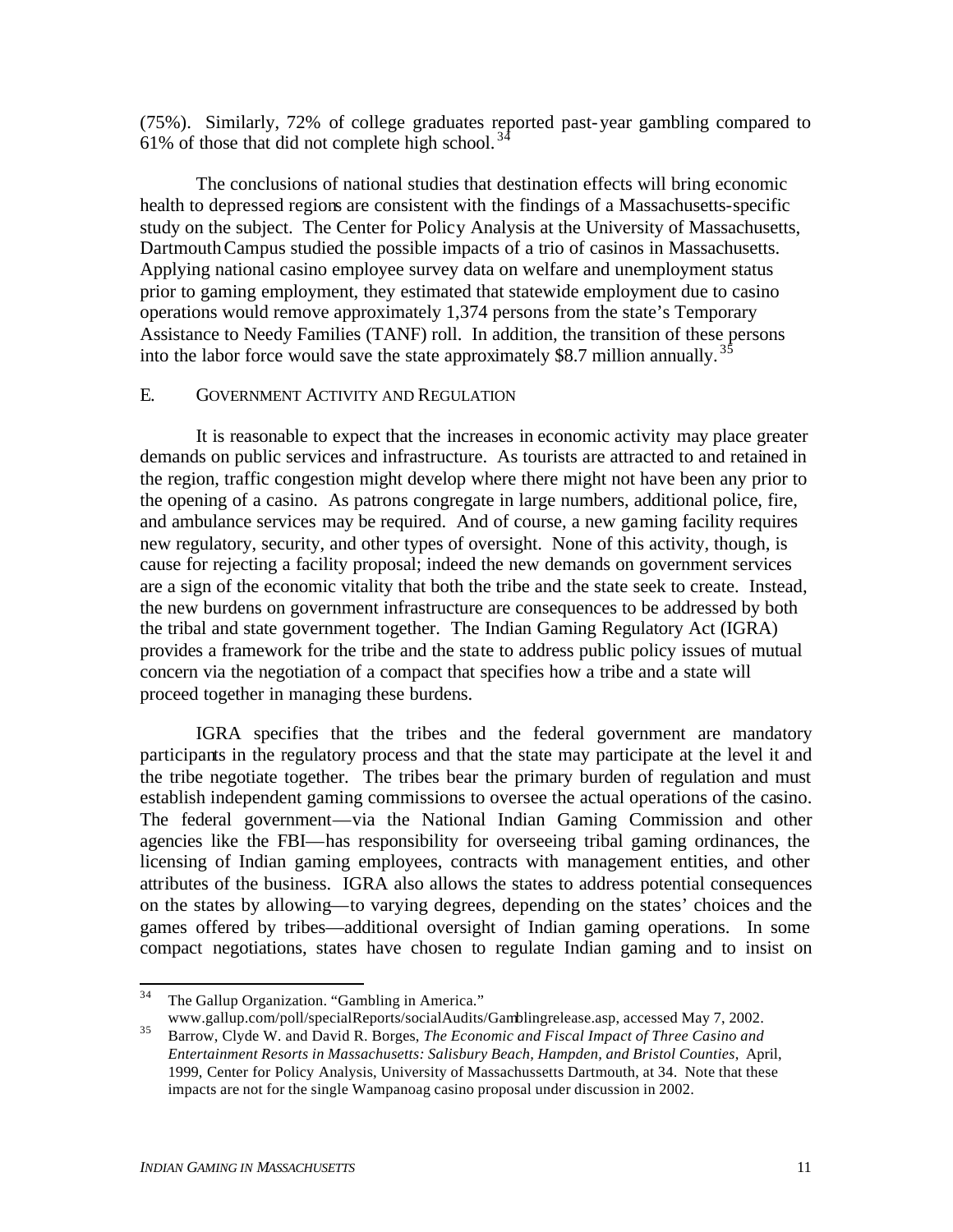(75%). Similarly, 72% of college graduates reported past-year gambling compared to 61% of those that did not complete high school.[34]

The conclusions of national studies that destination effects will bring economic health to depressed regions are consistent with the findings of a Massachusetts-specific study on the subject. The Center for Policy Analysis at the University of Massachusetts, Dartmouth Campus studied the possible impacts of a trio of casinos in Massachusetts. Applying national casino employee survey data on welfare and unemployment status prior to gaming employment, they estimated that statewide employment due to casino operations would remove approximately 1,374 persons from the state's Temporary Assistance to Needy Families (TANF) roll. In addition, the transition of these persons into the labor force would save the state approximately $8.7 million annually.[35]

### E. Government Activity and Regulation

It is reasonable to expect that the increases in economic activity may place greater demands on public services and infrastructure. As tourists are attracted to and retained in the region, traffic congestion might develop where there might not have been any prior to the opening of a casino. As patrons congregate in large numbers, additional police, fire, and ambulance services may be required. And of course, a new gaming facility requires new regulatory, security, and other types of oversight. None of this activity, though, is cause for rejecting a facility proposal; indeed the new demands on government services are a sign of the economic vitality that both the tribe and the state seek to create. Instead, the new burdens on government infrastructure are consequences to be addressed by both the tribal and state government together. The Indian Gaming Regulatory Act (IGRA) provides a framework for the tribe and the state to address public policy issues of mutual concern via the negotiation of a compact that specifies how a tribe and a state will proceed together in managing these burdens.

IGRA specifies that the tribes and the federal government are mandatory participants in the regulatory process and that the state may participate at the level it and the tribe negotiate together. The tribes bear the primary burden of regulation and must establish independent gaming commissions to oversee the actual operations of the casino. The federal government—via the National Indian Gaming Commission and other agencies like the FBI—has responsibility for overseeing tribal gaming ordinances, the licensing of Indian gaming employees, contracts with management entities, and other attributes of the business. IGRA also allows the states to address potential consequences on the states by allowing—to varying degrees, depending on the states' choices and the games offered by tribes—additional oversight of Indian gaming operations. In some compact negotiations, states have chosen to regulate Indian gaming and to insist on

---

[34] The Gallup Organization. "Gambling in America." www.gallup.com/poll/specialReports/socialAudits/Gamblingrelease.asp, accessed May 7, 2002.

[35] Barrow, Clyde W. and David R. Borges, *The Economic and Fiscal Impact of Three Casino and Entertainment Resorts in Massachusetts: Salisbury Beach, Hampden, and Bristol Counties*, April, 1999, Center for Policy Analysis, University of Massachussetts Dartmouth, at 34. Note that these impacts are not for the single Wampanoag casino proposal under discussion in 2002.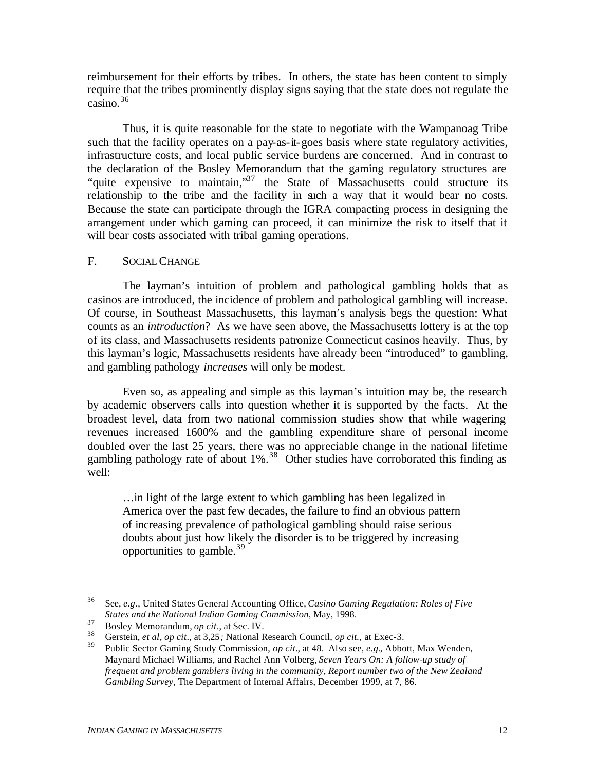reimbursement for their efforts by tribes. In others, the state has been content to simply require that the tribes prominently display signs saying that the state does not regulate the casino.[36]

Thus, it is quite reasonable for the state to negotiate with the Wampanoag Tribe such that the facility operates on a pay-as-it-goes basis where state regulatory activities, infrastructure costs, and local public service burdens are concerned. And in contrast to the declaration of the Bosley Memorandum that the gaming regulatory structures are "quite expensive to maintain,"[37] the State of Massachusetts could structure its relationship to the tribe and the facility in such a way that it would bear no costs. Because the state can participate through the IGRA compacting process in designing the arrangement under which gaming can proceed, it can minimize the risk to itself that it will bear costs associated with tribal gaming operations.

## F. SOCIAL CHANGE

The layman's intuition of problem and pathological gambling holds that as casinos are introduced, the incidence of problem and pathological gambling will increase. Of course, in Southeast Massachusetts, this layman's analysis begs the question: What counts as an *introduction*? As we have seen above, the Massachusetts lottery is at the top of its class, and Massachusetts residents patronize Connecticut casinos heavily. Thus, by this layman's logic, Massachusetts residents have already been "introduced" to gambling, and gambling pathology *increases* will only be modest.

Even so, as appealing and simple as this layman's intuition may be, the research by academic observers calls into question whether it is supported by the facts. At the broadest level, data from two national commission studies show that while wagering revenues increased 1600% and the gambling expenditure share of personal income doubled over the last 25 years, there was no appreciable change in the national lifetime gambling pathology rate of about 1%.[38] Other studies have corroborated this finding as well:

> …in light of the large extent to which gambling has been legalized in America over the past few decades, the failure to find an obvious pattern of increasing prevalence of pathological gambling should raise serious doubts about just how likely the disorder is to be triggered by increasing opportunities to gamble.[39]

---

[36] See, *e.g.*, United States General Accounting Office, *Casino Gaming Regulation: Roles of Five States and the National Indian Gaming Commission*, May, 1998.

[37] Bosley Memorandum, *op cit*., at Sec. IV.

[38] Gerstein, *et al*, *op cit*., at 3,25*;* National Research Council, *op cit.*, at Exec-3.

[39] Public Sector Gaming Study Commission, *op cit*., at 48. Also see, *e.g*., Abbott, Max Wenden, Maynard Michael Williams, and Rachel Ann Volberg, *Seven Years On: A follow-up study of frequent and problem gamblers living in the community, Report number two of the New Zealand Gambling Survey,* The Department of Internal Affairs, December 1999, at 7, 86.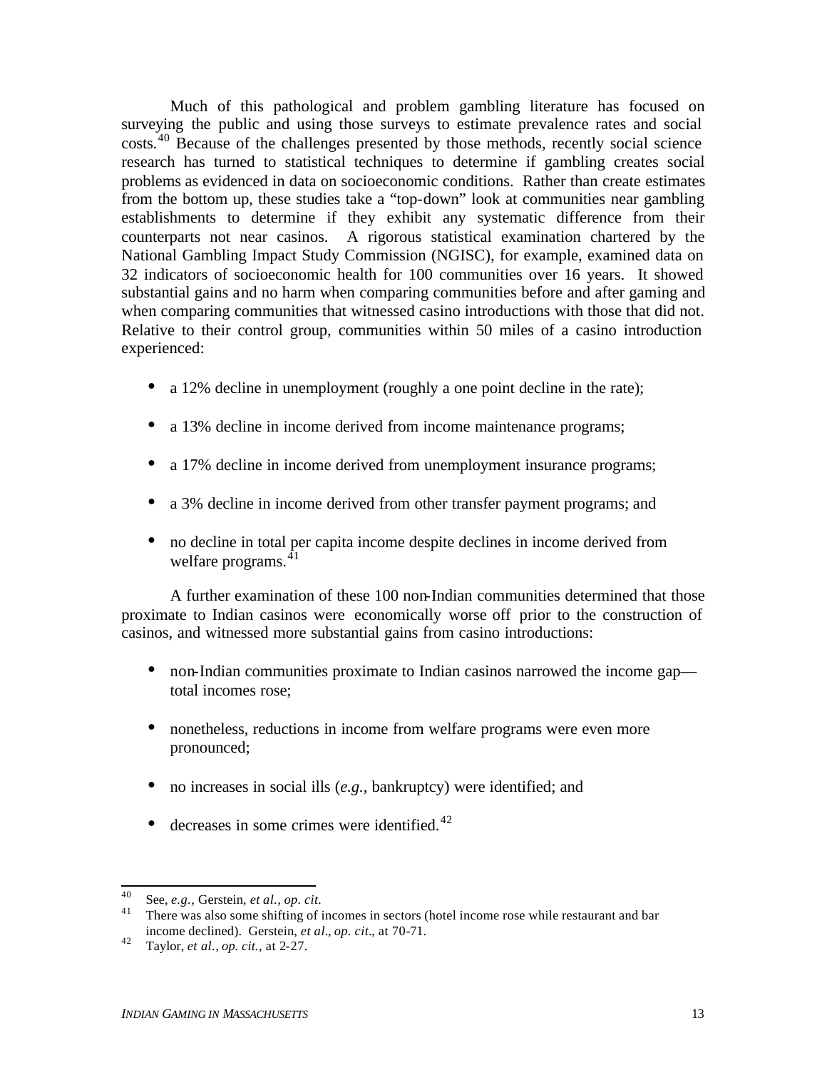Much of this pathological and problem gambling literature has focused on surveying the public and using those surveys to estimate prevalence rates and social costs.[40] Because of the challenges presented by those methods, recently social science research has turned to statistical techniques to determine if gambling creates social problems as evidenced in data on socioeconomic conditions. Rather than create estimates from the bottom up, these studies take a "top-down" look at communities near gambling establishments to determine if they exhibit any systematic difference from their counterparts not near casinos. A rigorous statistical examination chartered by the National Gambling Impact Study Commission (NGISC), for example, examined data on 32 indicators of socioeconomic health for 100 communities over 16 years. It showed substantial gains and no harm when comparing communities before and after gaming and when comparing communities that witnessed casino introductions with those that did not. Relative to their control group, communities within 50 miles of a casino introduction experienced:

- a 12% decline in unemployment (roughly a one point decline in the rate);
- a 13% decline in income derived from income maintenance programs;
- a 17% decline in income derived from unemployment insurance programs;
- a 3% decline in income derived from other transfer payment programs; and
- no decline in total per capita income despite declines in income derived from welfare programs.[41]

A further examination of these 100 non-Indian communities determined that those proximate to Indian casinos were economically worse off prior to the construction of casinos, and witnessed more substantial gains from casino introductions:

- non-Indian communities proximate to Indian casinos narrowed the income gap—total incomes rose;
- nonetheless, reductions in income from welfare programs were even more pronounced;
- no increases in social ills (*e.g.*, bankruptcy) were identified; and
- decreases in some crimes were identified.[42]

---

[40] See, *e.g.*, Gerstein, *et al.*, *op. cit.*

[41] There was also some shifting of incomes in sectors (hotel income rose while restaurant and bar income declined). Gerstein, *et al*., *op. cit*., at 70-71.

[42] Taylor, *et al.*, *op. cit.*, at 2-27.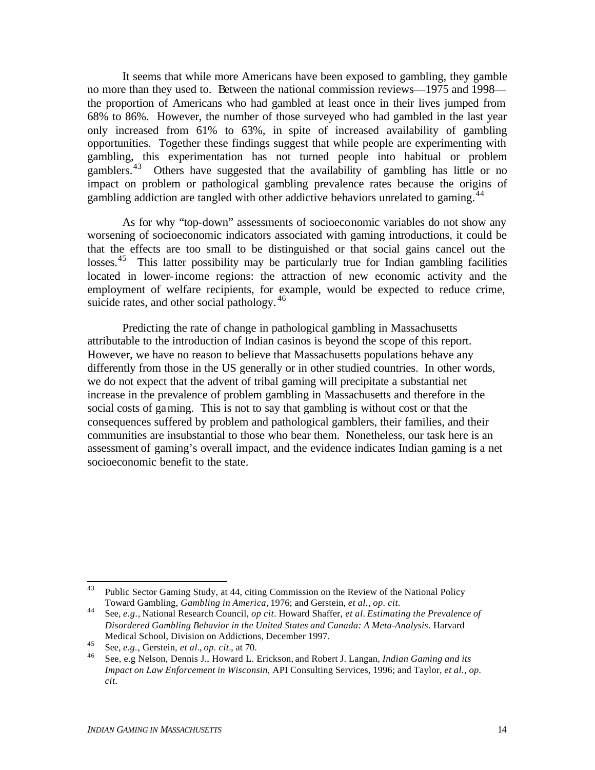It seems that while more Americans have been exposed to gambling, they gamble no more than they used to. Between the national commission reviews—1975 and 1998—the proportion of Americans who had gambled at least once in their lives jumped from 68% to 86%. However, the number of those surveyed who had gambled in the last year only increased from 61% to 63%, in spite of increased availability of gambling opportunities. Together these findings suggest that while people are experimenting with gambling, this experimentation has not turned people into habitual or problem gamblers.[43] Others have suggested that the availability of gambling has little or no impact on problem or pathological gambling prevalence rates because the origins of gambling addiction are tangled with other addictive behaviors unrelated to gaming.[44]

As for why "top-down" assessments of socioeconomic variables do not show any worsening of socioeconomic indicators associated with gaming introductions, it could be that the effects are too small to be distinguished or that social gains cancel out the losses.[45] This latter possibility may be particularly true for Indian gambling facilities located in lower-income regions: the attraction of new economic activity and the employment of welfare recipients, for example, would be expected to reduce crime, suicide rates, and other social pathology.[46]

Predicting the rate of change in pathological gambling in Massachusetts attributable to the introduction of Indian casinos is beyond the scope of this report. However, we have no reason to believe that Massachusetts populations behave any differently from those in the US generally or in other studied countries. In other words, we do not expect that the advent of tribal gaming will precipitate a substantial net increase in the prevalence of problem gambling in Massachusetts and therefore in the social costs of gaming. This is not to say that gambling is without cost or that the consequences suffered by problem and pathological gamblers, their families, and their communities are insubstantial to those who bear them. Nonetheless, our task here is an assessment of gaming's overall impact, and the evidence indicates Indian gaming is a net socioeconomic benefit to the state.

---

[43] Public Sector Gaming Study, at 44, citing Commission on the Review of the National Policy Toward Gambling, *Gambling in America*, 1976; and Gerstein, *et al., op. cit.*

[44] See, *e.g.*, National Research Council, *op cit*. Howard Shaffer, *et al*. *Estimating the Prevalence of Disordered Gambling Behavior in the United States and Canada: A Meta-Analysis*. Harvard Medical School, Division on Addictions, December 1997.

[45] See, *e.g.*, Gerstein, *et al*., *op. cit*., at 70.

[46] See, e.g Nelson, Dennis J., Howard L. Erickson, and Robert J. Langan, *Indian Gaming and its Impact on Law Enforcement in Wisconsin*, API Consulting Services, 1996; and Taylor, *et al., op. cit*.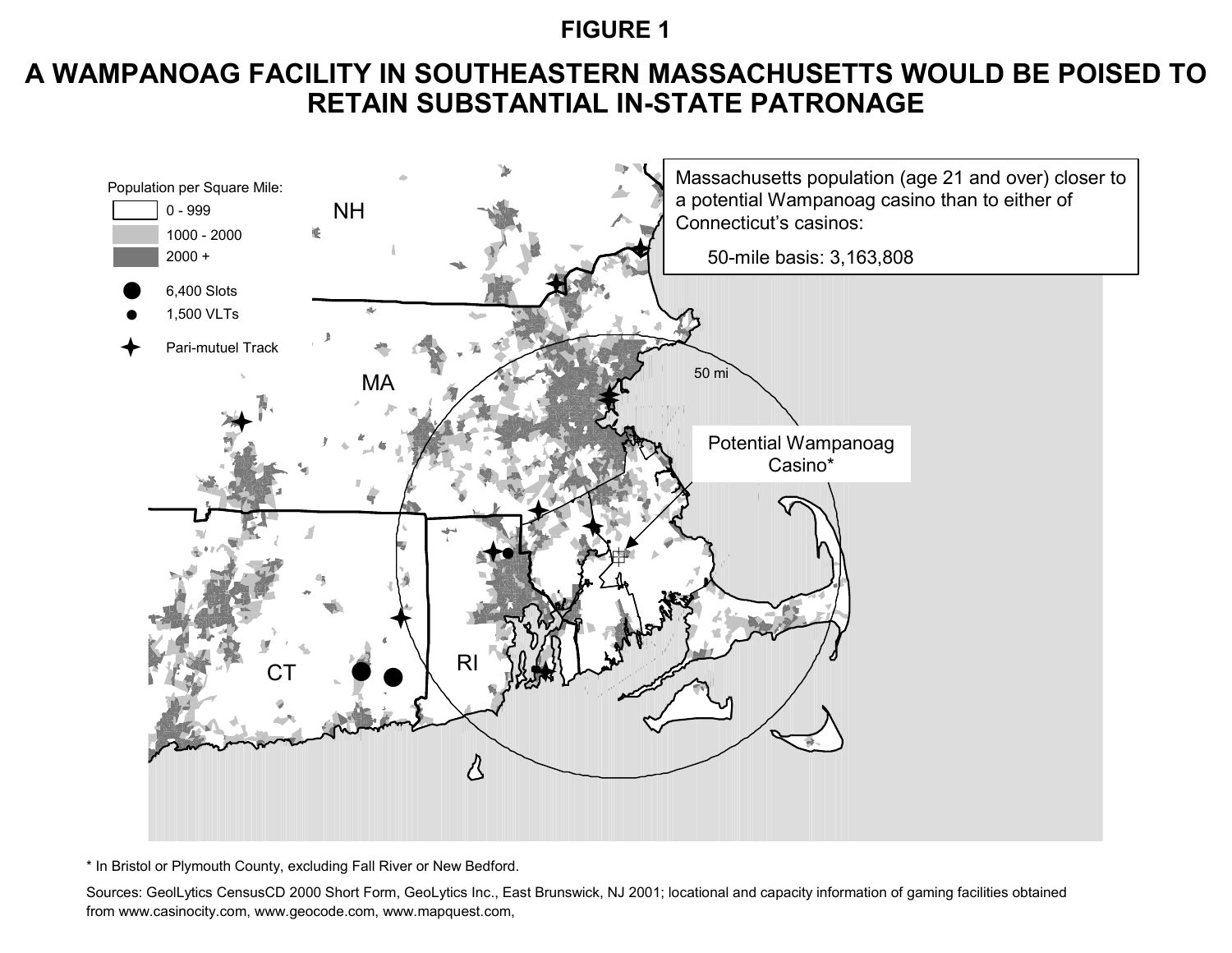# FIGURE 1

## A WAMPANOAG FACILITY IN SOUTHEASTERN MASSACHUSETTS WOULD BE POISED TO RETAIN SUBSTANTIAL IN-STATE PATRONAGE

Population per Square Mile:
- 0 - 999
- 1000 - 2000
- 2000 +

- 6,400 Slots
- 1,500 VLTs
- Pari-mutuel Track

Massachusetts population (age 21 and over) closer to a potential Wampanoag casino than to either of Connecticut's casinos:

50-mile basis: 3,163,808

NH

MA

CT

RI

50 mi

Potential Wampanoag Casino*

* In Bristol or Plymouth County, excluding Fall River or New Bedford.

Sources: GeolLytics CensusCD 2000 Short Form, GeoLytics Inc., East Brunswick, NJ 2001; locational and capacity information of gaming facilities obtained from www.casinocity.com, www.geocode.com, www.mapquest.com,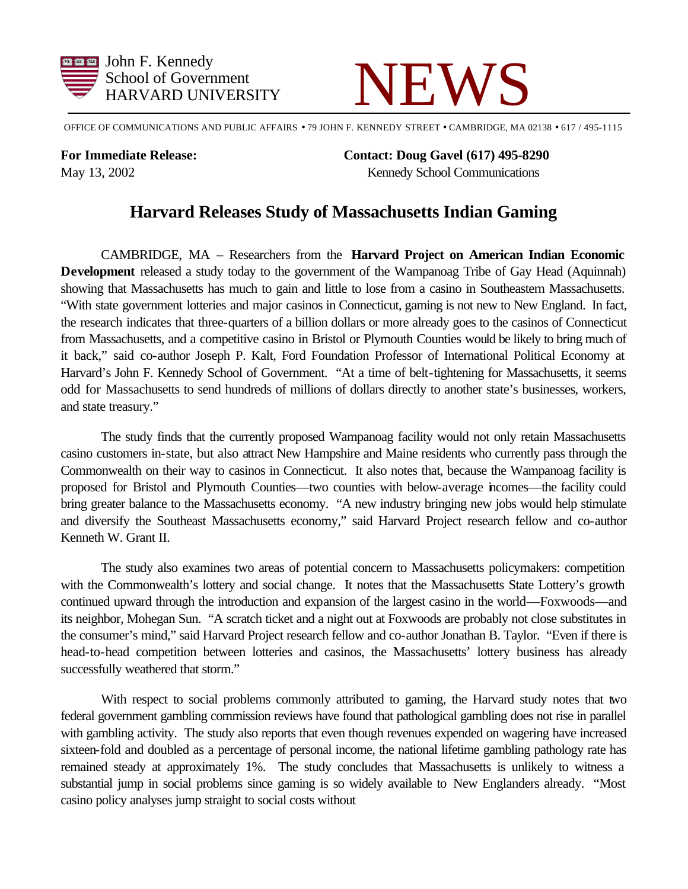John F. Kennedy
School of Government
HARVARD UNIVERSITY

# NEWS

OFFICE OF COMMUNICATIONS AND PUBLIC AFFAIRS • 79 JOHN F. KENNEDY STREET • CAMBRIDGE, MA 02138 • 617 / 495-1115

**For Immediate Release:**
May 13, 2002

**Contact: Doug Gavel (617) 495-8290**
Kennedy School Communications

## Harvard Releases Study of Massachusetts Indian Gaming

CAMBRIDGE, MA – Researchers from the **Harvard Project on American Indian Economic Development** released a study today to the government of the Wampanoag Tribe of Gay Head (Aquinnah) showing that Massachusetts has much to gain and little to lose from a casino in Southeastern Massachusetts. "With state government lotteries and major casinos in Connecticut, gaming is not new to New England. In fact, the research indicates that three-quarters of a billion dollars or more already goes to the casinos of Connecticut from Massachusetts, and a competitive casino in Bristol or Plymouth Counties would be likely to bring much of it back," said co-author Joseph P. Kalt, Ford Foundation Professor of International Political Economy at Harvard's John F. Kennedy School of Government. "At a time of belt-tightening for Massachusetts, it seems odd for Massachusetts to send hundreds of millions of dollars directly to another state's businesses, workers, and state treasury."

The study finds that the currently proposed Wampanoag facility would not only retain Massachusetts casino customers in-state, but also attract New Hampshire and Maine residents who currently pass through the Commonwealth on their way to casinos in Connecticut. It also notes that, because the Wampanoag facility is proposed for Bristol and Plymouth Counties—two counties with below-average incomes—the facility could bring greater balance to the Massachusetts economy. "A new industry bringing new jobs would help stimulate and diversify the Southeast Massachusetts economy," said Harvard Project research fellow and co-author Kenneth W. Grant II.

The study also examines two areas of potential concern to Massachusetts policymakers: competition with the Commonwealth's lottery and social change. It notes that the Massachusetts State Lottery's growth continued upward through the introduction and expansion of the largest casino in the world—Foxwoods—and its neighbor, Mohegan Sun. "A scratch ticket and a night out at Foxwoods are probably not close substitutes in the consumer's mind," said Harvard Project research fellow and co-author Jonathan B. Taylor. "Even if there is head-to-head competition between lotteries and casinos, the Massachusetts' lottery business has already successfully weathered that storm."

With respect to social problems commonly attributed to gaming, the Harvard study notes that two federal government gambling commission reviews have found that pathological gambling does not rise in parallel with gambling activity. The study also reports that even though revenues expended on wagering have increased sixteen-fold and doubled as a percentage of personal income, the national lifetime gambling pathology rate has remained steady at approximately 1%. The study concludes that Massachusetts is unlikely to witness a substantial jump in social problems since gaming is so widely available to New Englanders already. "Most casino policy analyses jump straight to social costs without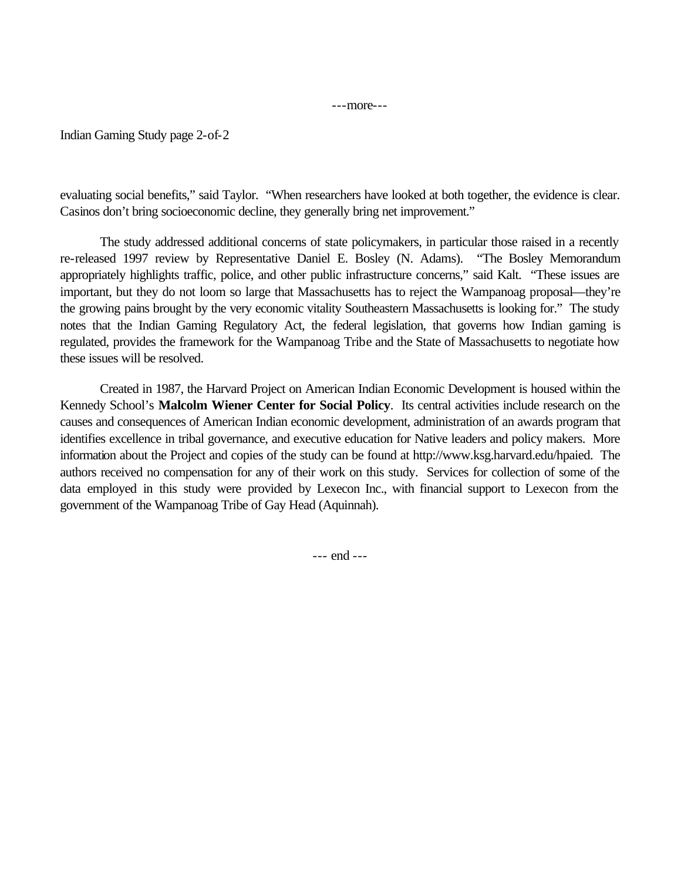---more---

evaluating social benefits," said Taylor. "When researchers have looked at both together, the evidence is clear. Casinos don't bring socioeconomic decline, they generally bring net improvement."

The study addressed additional concerns of state policymakers, in particular those raised in a recently re-released 1997 review by Representative Daniel E. Bosley (N. Adams). "The Bosley Memorandum appropriately highlights traffic, police, and other public infrastructure concerns," said Kalt. "These issues are important, but they do not loom so large that Massachusetts has to reject the Wampanoag proposal—they're the growing pains brought by the very economic vitality Southeastern Massachusetts is looking for." The study notes that the Indian Gaming Regulatory Act, the federal legislation, that governs how Indian gaming is regulated, provides the framework for the Wampanoag Tribe and the State of Massachusetts to negotiate how these issues will be resolved.

Created in 1987, the Harvard Project on American Indian Economic Development is housed within the Kennedy School's **Malcolm Wiener Center for Social Policy**. Its central activities include research on the causes and consequences of American Indian economic development, administration of an awards program that identifies excellence in tribal governance, and executive education for Native leaders and policy makers. More information about the Project and copies of the study can be found at http://www.ksg.harvard.edu/hpaied. The authors received no compensation for any of their work on this study. Services for collection of some of the data employed in this study were provided by Lexecon Inc., with financial support to Lexecon from the government of the Wampanoag Tribe of Gay Head (Aquinnah).

--- end ---